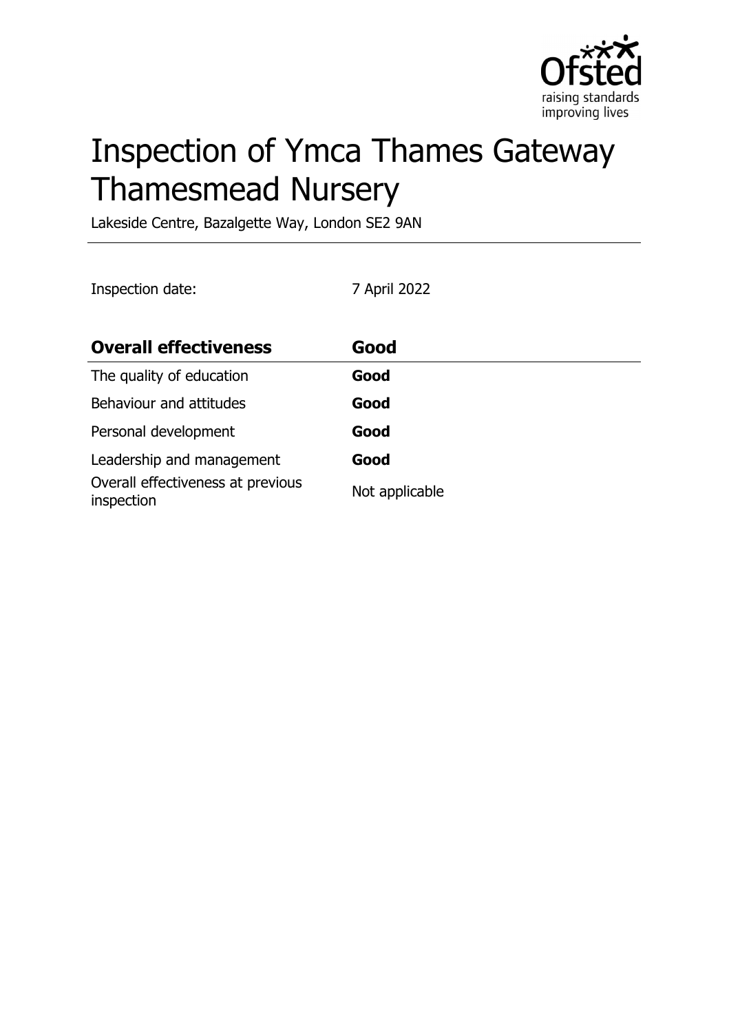# Inspection of Ymca Thames Gateway Thamesmead Nursery

Lakeside Centre, Bazalgette Way, London SE2 9AN

Inspection date: 7 April 2022

| **Overall effectiveness** | **Good** |
| --- | --- |
| The quality of education | **Good** |
| Behaviour and attitudes | **Good** |
| Personal development | **Good** |
| Leadership and management | **Good** |
| Overall effectiveness at previous inspection | Not applicable |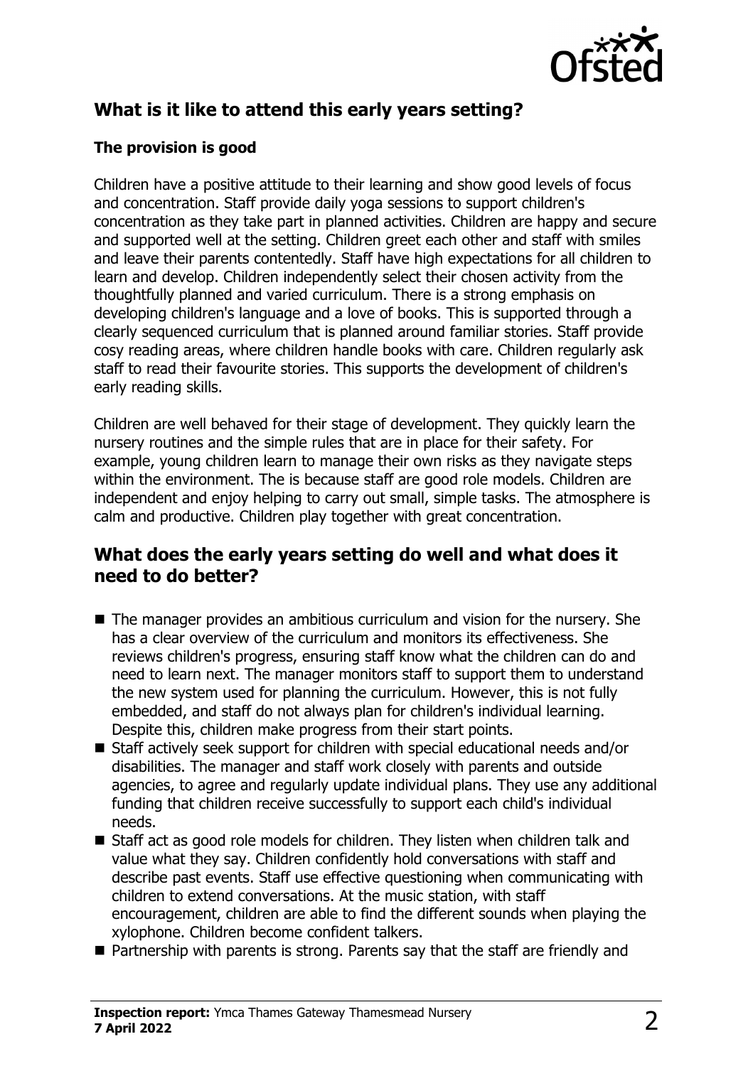## What is it like to attend this early years setting?

### The provision is good

Children have a positive attitude to their learning and show good levels of focus and concentration. Staff provide daily yoga sessions to support children's concentration as they take part in planned activities. Children are happy and secure and supported well at the setting. Children greet each other and staff with smiles and leave their parents contentedly. Staff have high expectations for all children to learn and develop. Children independently select their chosen activity from the thoughtfully planned and varied curriculum. There is a strong emphasis on developing children's language and a love of books. This is supported through a clearly sequenced curriculum that is planned around familiar stories. Staff provide cosy reading areas, where children handle books with care. Children regularly ask staff to read their favourite stories. This supports the development of children's early reading skills.

Children are well behaved for their stage of development. They quickly learn the nursery routines and the simple rules that are in place for their safety. For example, young children learn to manage their own risks as they navigate steps within the environment. The is because staff are good role models. Children are independent and enjoy helping to carry out small, simple tasks. The atmosphere is calm and productive. Children play together with great concentration.

## What does the early years setting do well and what does it need to do better?

- The manager provides an ambitious curriculum and vision for the nursery. She has a clear overview of the curriculum and monitors its effectiveness. She reviews children's progress, ensuring staff know what the children can do and need to learn next. The manager monitors staff to support them to understand the new system used for planning the curriculum. However, this is not fully embedded, and staff do not always plan for children's individual learning. Despite this, children make progress from their start points.
- Staff actively seek support for children with special educational needs and/or disabilities. The manager and staff work closely with parents and outside agencies, to agree and regularly update individual plans. They use any additional funding that children receive successfully to support each child's individual needs.
- Staff act as good role models for children. They listen when children talk and value what they say. Children confidently hold conversations with staff and describe past events. Staff use effective questioning when communicating with children to extend conversations. At the music station, with staff encouragement, children are able to find the different sounds when playing the xylophone. Children become confident talkers.
- Partnership with parents is strong. Parents say that the staff are friendly and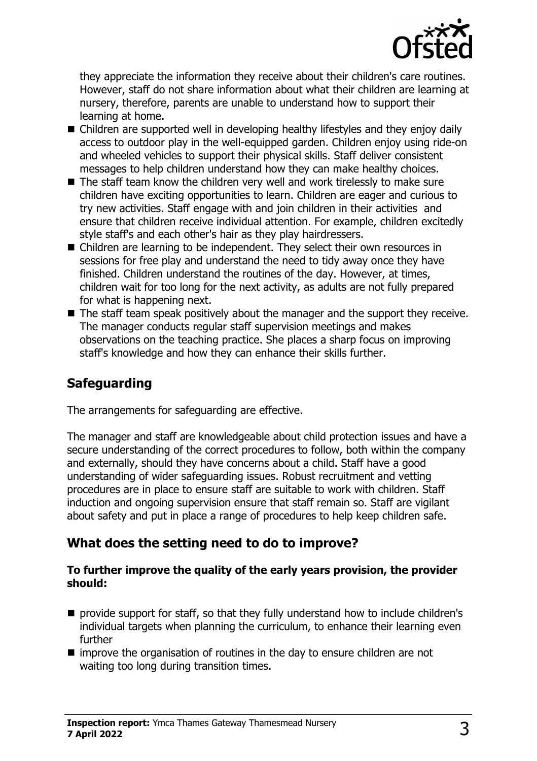they appreciate the information they receive about their children's care routines. However, staff do not share information about what their children are learning at nursery, therefore, parents are unable to understand how to support their learning at home.

- Children are supported well in developing healthy lifestyles and they enjoy daily access to outdoor play in the well-equipped garden. Children enjoy using ride-on and wheeled vehicles to support their physical skills. Staff deliver consistent messages to help children understand how they can make healthy choices.
- The staff team know the children very well and work tirelessly to make sure children have exciting opportunities to learn. Children are eager and curious to try new activities. Staff engage with and join children in their activities and ensure that children receive individual attention. For example, children excitedly style staff's and each other's hair as they play hairdressers.
- Children are learning to be independent. They select their own resources in sessions for free play and understand the need to tidy away once they have finished. Children understand the routines of the day. However, at times, children wait for too long for the next activity, as adults are not fully prepared for what is happening next.
- The staff team speak positively about the manager and the support they receive. The manager conducts regular staff supervision meetings and makes observations on the teaching practice. She places a sharp focus on improving staff's knowledge and how they can enhance their skills further.

## Safeguarding

The arrangements for safeguarding are effective.

The manager and staff are knowledgeable about child protection issues and have a secure understanding of the correct procedures to follow, both within the company and externally, should they have concerns about a child. Staff have a good understanding of wider safeguarding issues. Robust recruitment and vetting procedures are in place to ensure staff are suitable to work with children. Staff induction and ongoing supervision ensure that staff remain so. Staff are vigilant about safety and put in place a range of procedures to help keep children safe.

## What does the setting need to do to improve?

**To further improve the quality of the early years provision, the provider should:**

- provide support for staff, so that they fully understand how to include children's individual targets when planning the curriculum, to enhance their learning even further
- improve the organisation of routines in the day to ensure children are not waiting too long during transition times.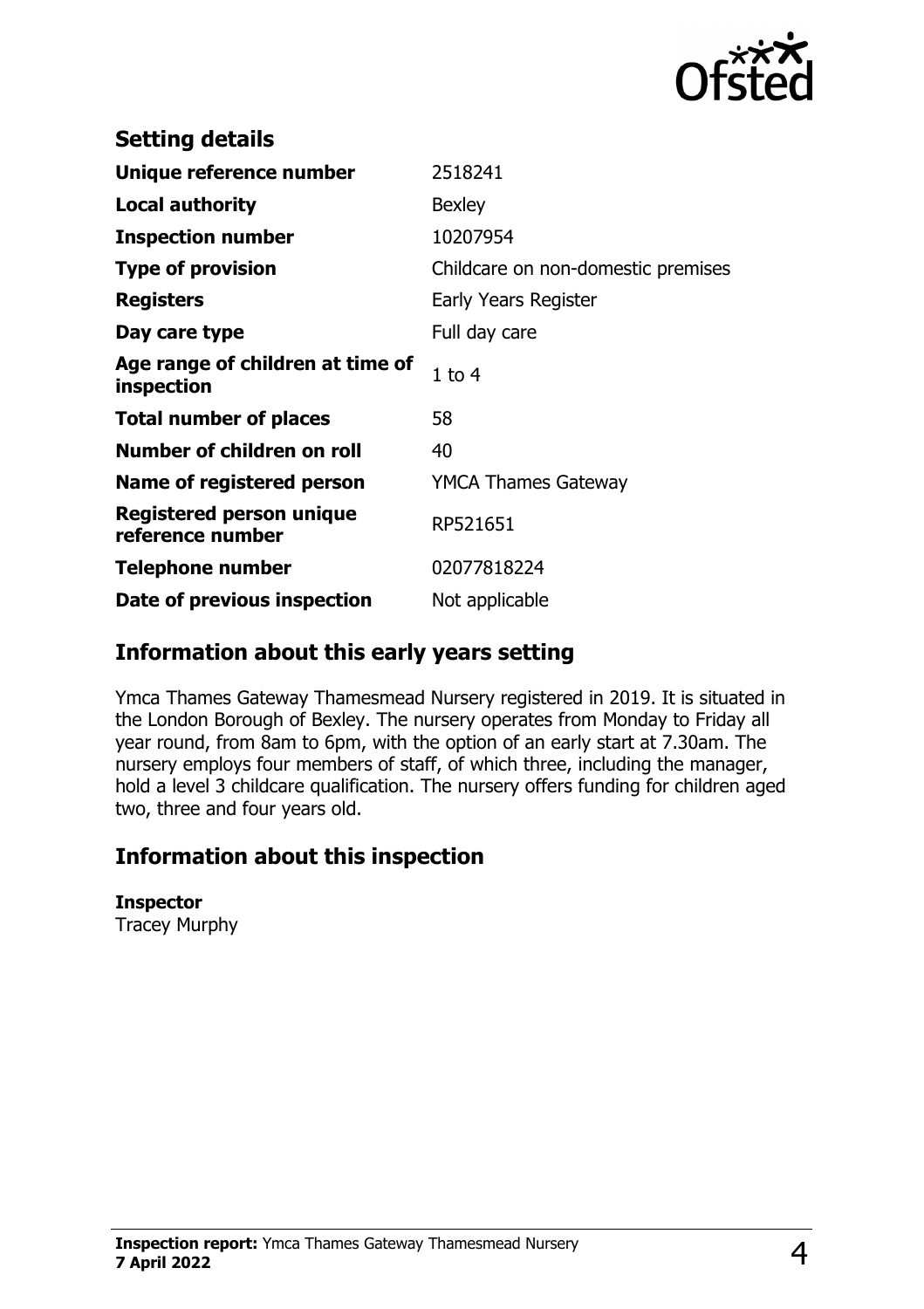## Setting details

| | |
|---|---|
| **Unique reference number** | 2518241 |
| **Local authority** | Bexley |
| **Inspection number** | 10207954 |
| **Type of provision** | Childcare on non-domestic premises |
| **Registers** | Early Years Register |
| **Day care type** | Full day care |
| **Age range of children at time of inspection** | 1 to 4 |
| **Total number of places** | 58 |
| **Number of children on roll** | 40 |
| **Name of registered person** | YMCA Thames Gateway |
| **Registered person unique reference number** | RP521651 |
| **Telephone number** | 02077818224 |
| **Date of previous inspection** | Not applicable |

## Information about this early years setting

Ymca Thames Gateway Thamesmead Nursery registered in 2019. It is situated in the London Borough of Bexley. The nursery operates from Monday to Friday all year round, from 8am to 6pm, with the option of an early start at 7.30am. The nursery employs four members of staff, of which three, including the manager, hold a level 3 childcare qualification. The nursery offers funding for children aged two, three and four years old.

## Information about this inspection

**Inspector**
Tracey Murphy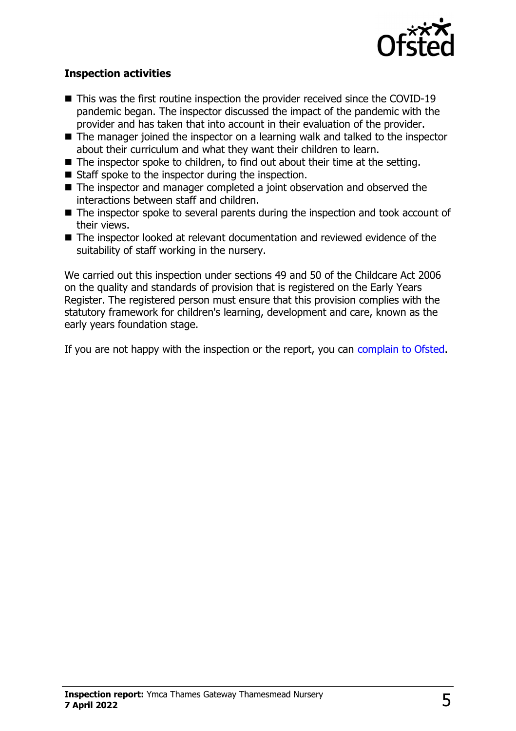### Inspection activities

- This was the first routine inspection the provider received since the COVID-19 pandemic began. The inspector discussed the impact of the pandemic with the provider and has taken that into account in their evaluation of the provider.
- The manager joined the inspector on a learning walk and talked to the inspector about their curriculum and what they want their children to learn.
- The inspector spoke to children, to find out about their time at the setting.
- Staff spoke to the inspector during the inspection.
- The inspector and manager completed a joint observation and observed the interactions between staff and children.
- The inspector spoke to several parents during the inspection and took account of their views.
- The inspector looked at relevant documentation and reviewed evidence of the suitability of staff working in the nursery.

We carried out this inspection under sections 49 and 50 of the Childcare Act 2006 on the quality and standards of provision that is registered on the Early Years Register. The registered person must ensure that this provision complies with the statutory framework for children's learning, development and care, known as the early years foundation stage.

If you are not happy with the inspection or the report, you can complain to Ofsted.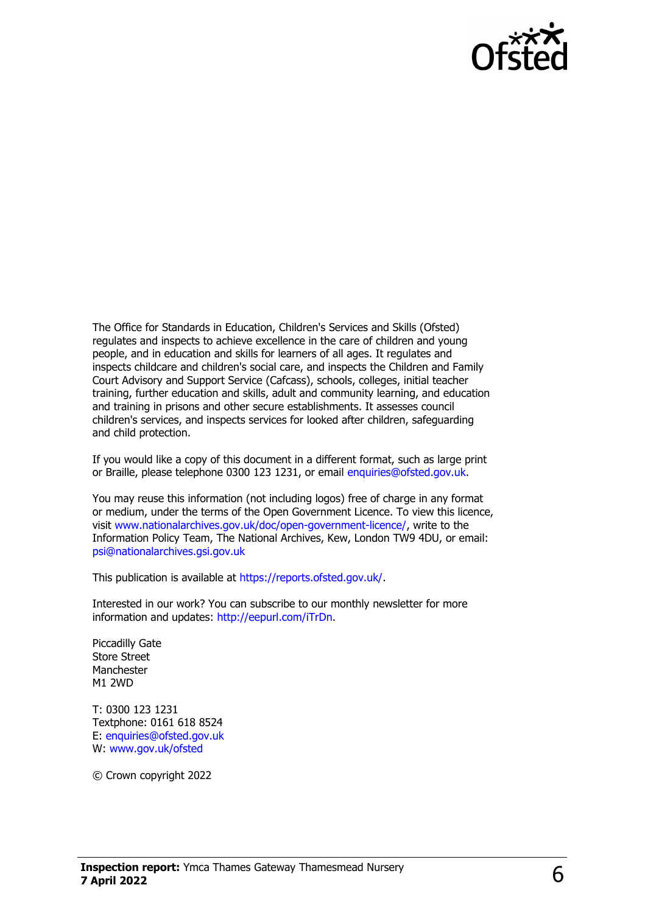The Office for Standards in Education, Children's Services and Skills (Ofsted) regulates and inspects to achieve excellence in the care of children and young people, and in education and skills for learners of all ages. It regulates and inspects childcare and children's social care, and inspects the Children and Family Court Advisory and Support Service (Cafcass), schools, colleges, initial teacher training, further education and skills, adult and community learning, and education and training in prisons and other secure establishments. It assesses council children's services, and inspects services for looked after children, safeguarding and child protection.

If you would like a copy of this document in a different format, such as large print or Braille, please telephone 0300 123 1231, or email enquiries@ofsted.gov.uk.

You may reuse this information (not including logos) free of charge in any format or medium, under the terms of the Open Government Licence. To view this licence, visit www.nationalarchives.gov.uk/doc/open-government-licence/, write to the Information Policy Team, The National Archives, Kew, London TW9 4DU, or email: psi@nationalarchives.gsi.gov.uk

This publication is available at https://reports.ofsted.gov.uk/.

Interested in our work? You can subscribe to our monthly newsletter for more information and updates: http://eepurl.com/iTrDn.

Piccadilly Gate
Store Street
Manchester
M1 2WD

T: 0300 123 1231
Textphone: 0161 618 8524
E: enquiries@ofsted.gov.uk
W: www.gov.uk/ofsted

© Crown copyright 2022